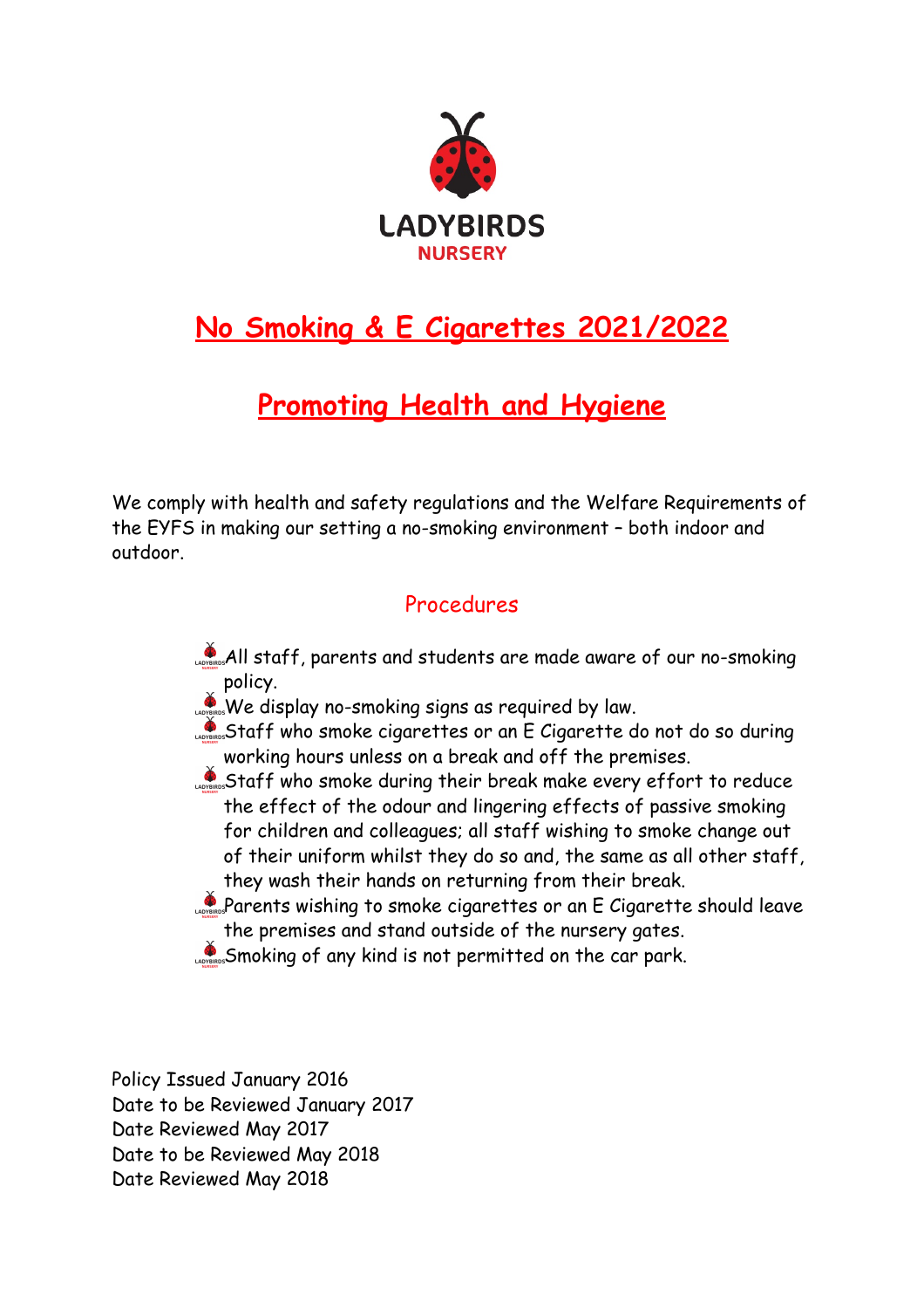LADYBIRDS

NURSERY

# No Smoking & E Cigarettes 2021/2022

## Promoting Health and Hygiene

We comply with health and safety regulations and the Welfare Requirements of the EYFS in making our setting a no-smoking environment – both indoor and outdoor.

### Procedures

- All staff, parents and students are made aware of our no-smoking policy.
- We display no-smoking signs as required by law.
- Staff who smoke cigarettes or an E Cigarette do not do so during working hours unless on a break and off the premises.
- Staff who smoke during their break make every effort to reduce the effect of the odour and lingering effects of passive smoking for children and colleagues; all staff wishing to smoke change out of their uniform whilst they do so and, the same as all other staff, they wash their hands on returning from their break.
- Parents wishing to smoke cigarettes or an E Cigarette should leave the premises and stand outside of the nursery gates.
- Smoking of any kind is not permitted on the car park.

Policy Issued January 2016
Date to be Reviewed January 2017
Date Reviewed May 2017
Date to be Reviewed May 2018
Date Reviewed May 2018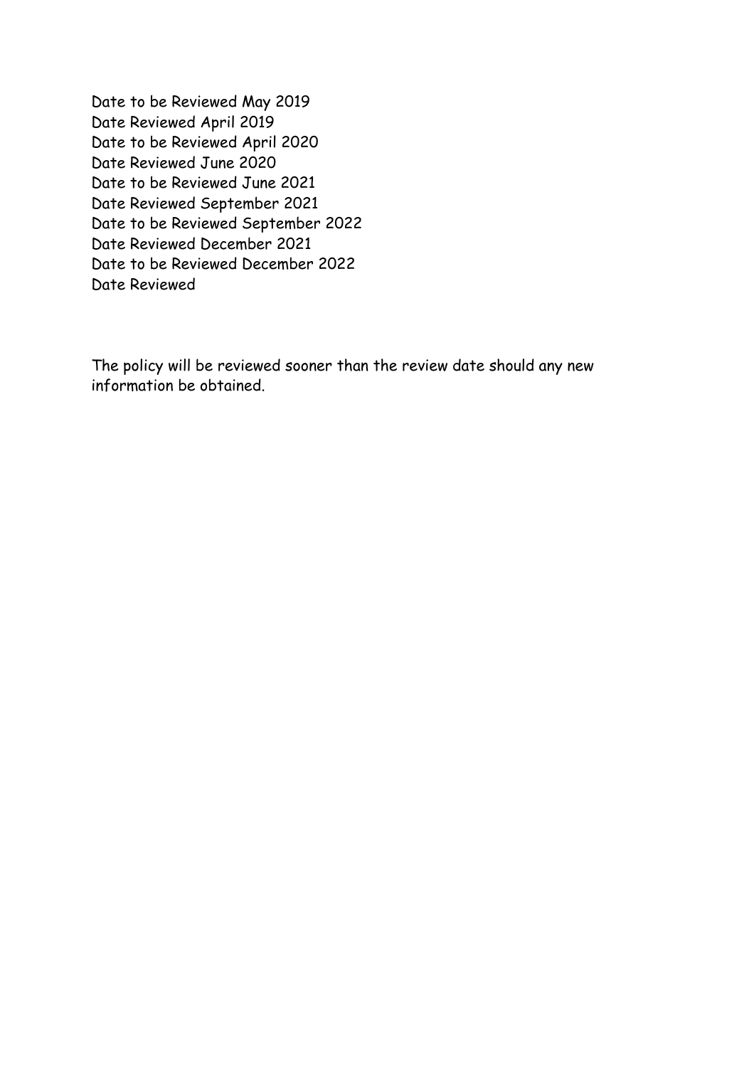Date to be Reviewed May 2019
Date Reviewed April 2019
Date to be Reviewed April 2020
Date Reviewed June 2020
Date to be Reviewed June 2021
Date Reviewed September 2021
Date to be Reviewed September 2022
Date Reviewed December 2021
Date to be Reviewed December 2022
Date Reviewed

The policy will be reviewed sooner than the review date should any new information be obtained.